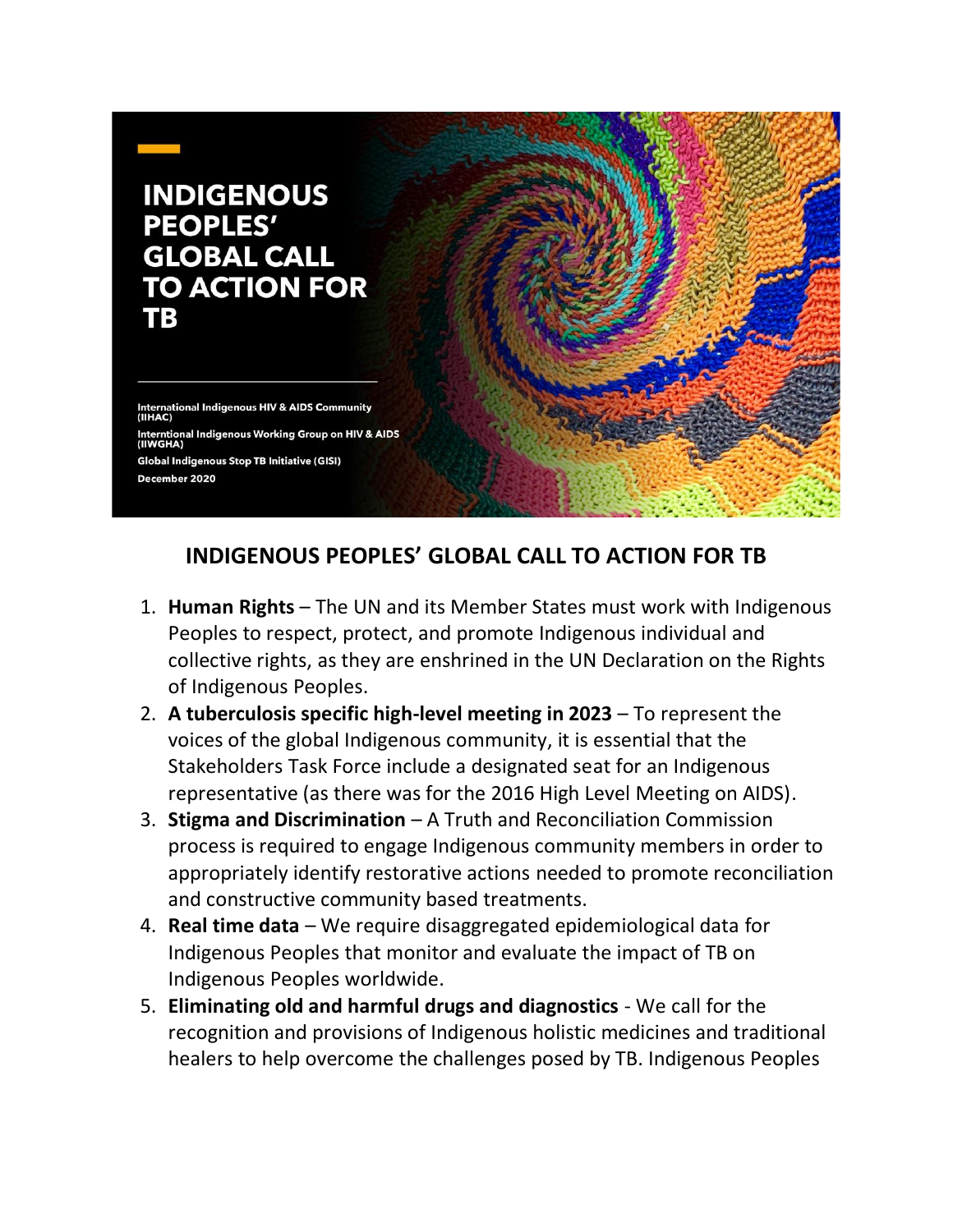# INDIGENOUS PEOPLES' GLOBAL CALL TO ACTION FOR TB

International Indigenous HIV & AIDS Community (IIHAC)

Interntional Indigenous Working Group on HIV & AIDS (IIWGHA)

Global Indigenous Stop TB Initiative (GISI)

December 2020

## INDIGENOUS PEOPLES' GLOBAL CALL TO ACTION FOR TB

1. **Human Rights** – The UN and its Member States must work with Indigenous Peoples to respect, protect, and promote Indigenous individual and collective rights, as they are enshrined in the UN Declaration on the Rights of Indigenous Peoples.
2. **A tuberculosis specific high-level meeting in 2023** – To represent the voices of the global Indigenous community, it is essential that the Stakeholders Task Force include a designated seat for an Indigenous representative (as there was for the 2016 High Level Meeting on AIDS).
3. **Stigma and Discrimination** – A Truth and Reconciliation Commission process is required to engage Indigenous community members in order to appropriately identify restorative actions needed to promote reconciliation and constructive community based treatments.
4. **Real time data** – We require disaggregated epidemiological data for Indigenous Peoples that monitor and evaluate the impact of TB on Indigenous Peoples worldwide.
5. **Eliminating old and harmful drugs and diagnostics** - We call for the recognition and provisions of Indigenous holistic medicines and traditional healers to help overcome the challenges posed by TB. Indigenous Peoples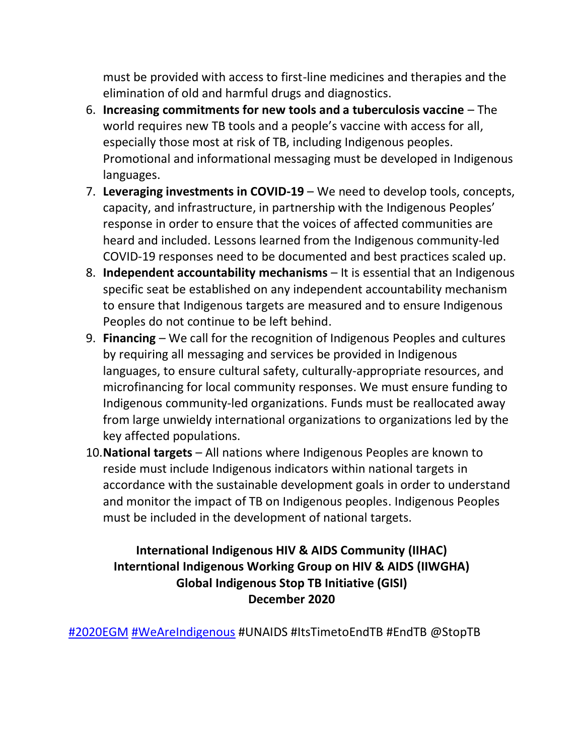must be provided with access to first-line medicines and therapies and the elimination of old and harmful drugs and diagnostics.

6. **Increasing commitments for new tools and a tuberculosis vaccine** – The world requires new TB tools and a people's vaccine with access for all, especially those most at risk of TB, including Indigenous peoples. Promotional and informational messaging must be developed in Indigenous languages.
7. **Leveraging investments in COVID-19** – We need to develop tools, concepts, capacity, and infrastructure, in partnership with the Indigenous Peoples' response in order to ensure that the voices of affected communities are heard and included. Lessons learned from the Indigenous community-led COVID-19 responses need to be documented and best practices scaled up.
8. **Independent accountability mechanisms** – It is essential that an Indigenous specific seat be established on any independent accountability mechanism to ensure that Indigenous targets are measured and to ensure Indigenous Peoples do not continue to be left behind.
9. **Financing** – We call for the recognition of Indigenous Peoples and cultures by requiring all messaging and services be provided in Indigenous languages, to ensure cultural safety, culturally-appropriate resources, and microfinancing for local community responses. We must ensure funding to Indigenous community-led organizations. Funds must be reallocated away from large unwieldy international organizations to organizations led by the key affected populations.
10. **National targets** – All nations where Indigenous Peoples are known to reside must include Indigenous indicators within national targets in accordance with the sustainable development goals in order to understand and monitor the impact of TB on Indigenous peoples. Indigenous Peoples must be included in the development of national targets.

**International Indigenous HIV & AIDS Community (IIHAC)**
**Interntional Indigenous Working Group on HIV & AIDS (IIWGHA)**
**Global Indigenous Stop TB Initiative (GISI)**
**December 2020**

#2020EGM #WeAreIndigenous #UNAIDS #ItsTimetoEndTB #EndTB @StopTB